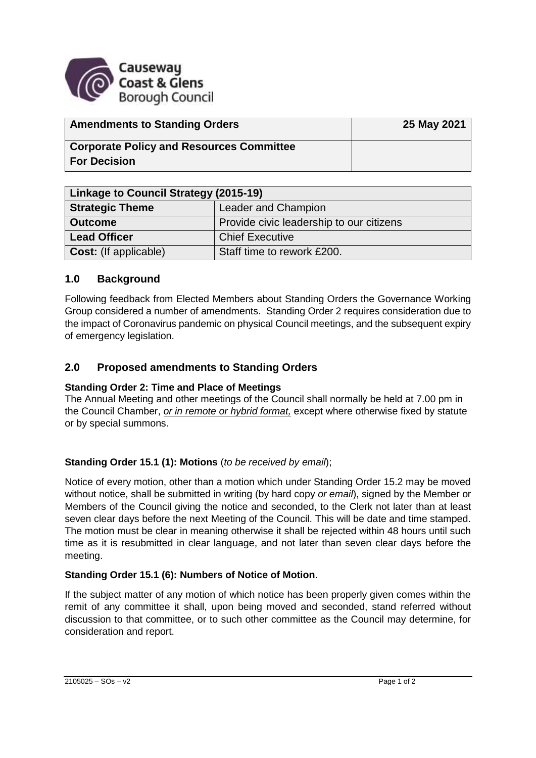Causeway Coast & Glens Borough Council

| **Amendments to Standing Orders** | **25 May 2021** |
| --- | --- |
| **Corporate Policy and Resources Committee**<br>**For Decision** | |

| **Linkage to Council Strategy (2015-19)** | |
| --- | --- |
| **Strategic Theme** | Leader and Champion |
| **Outcome** | Provide civic leadership to our citizens |
| **Lead Officer** | Chief Executive |
| **Cost:** (If applicable) | Staff time to rework £200. |

## 1.0 Background

Following feedback from Elected Members about Standing Orders the Governance Working Group considered a number of amendments. Standing Order 2 requires consideration due to the impact of Coronavirus pandemic on physical Council meetings, and the subsequent expiry of emergency legislation.

## 2.0 Proposed amendments to Standing Orders

**Standing Order 2: Time and Place of Meetings**

The Annual Meeting and other meetings of the Council shall normally be held at 7.00 pm in the Council Chamber, *or in remote or hybrid format,* except where otherwise fixed by statute or by special summons.

**Standing Order 15.1 (1): Motions** (*to be received by email*);

Notice of every motion, other than a motion which under Standing Order 15.2 may be moved without notice, shall be submitted in writing (by hard copy *or email*), signed by the Member or Members of the Council giving the notice and seconded, to the Clerk not later than at least seven clear days before the next Meeting of the Council. This will be date and time stamped. The motion must be clear in meaning otherwise it shall be rejected within 48 hours until such time as it is resubmitted in clear language, and not later than seven clear days before the meeting.

**Standing Order 15.1 (6): Numbers of Notice of Motion**.

If the subject matter of any motion of which notice has been properly given comes within the remit of any committee it shall, upon being moved and seconded, stand referred without discussion to that committee, or to such other committee as the Council may determine, for consideration and report.

2105025 – SOs – v2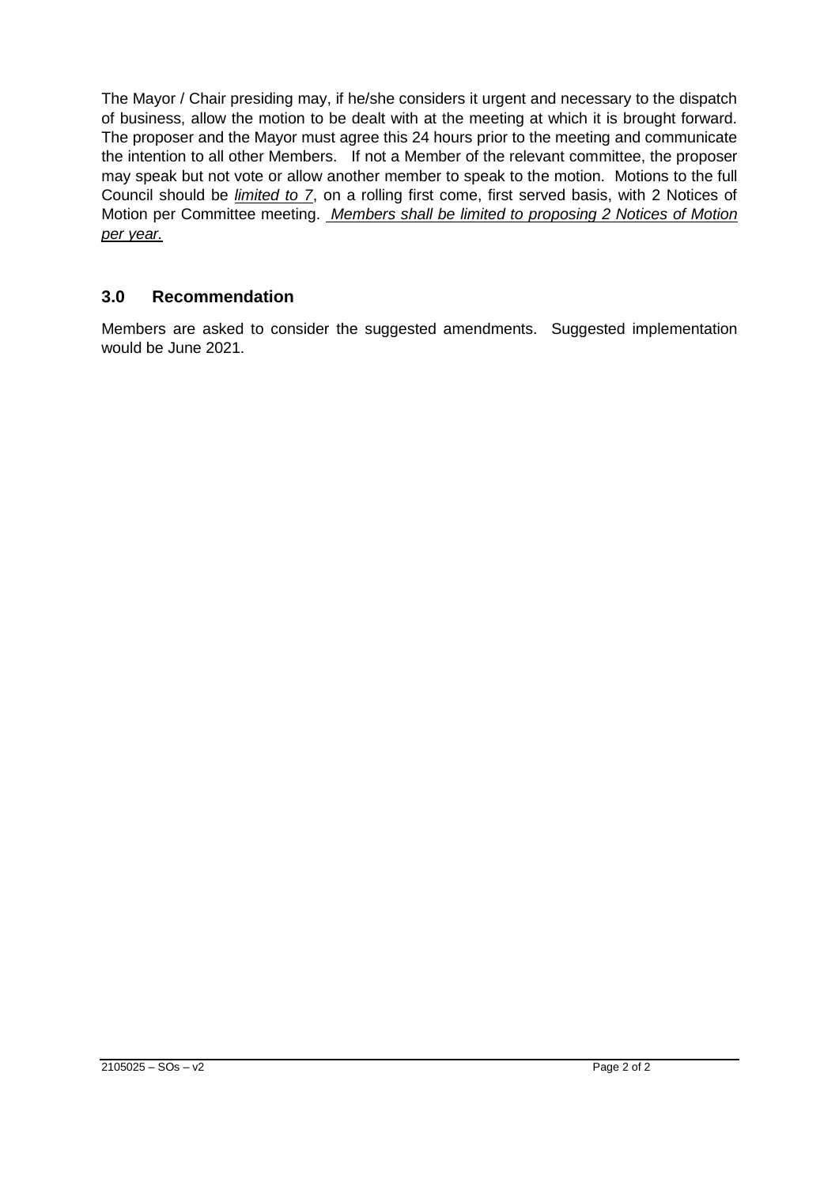The Mayor / Chair presiding may, if he/she considers it urgent and necessary to the dispatch of business, allow the motion to be dealt with at the meeting at which it is brought forward. The proposer and the Mayor must agree this 24 hours prior to the meeting and communicate the intention to all other Members. If not a Member of the relevant committee, the proposer may speak but not vote or allow another member to speak to the motion. Motions to the full Council should be *limited to 7*, on a rolling first come, first served basis, with 2 Notices of Motion per Committee meeting. *Members shall be limited to proposing 2 Notices of Motion per year.*

## 3.0 Recommendation

Members are asked to consider the suggested amendments. Suggested implementation would be June 2021.